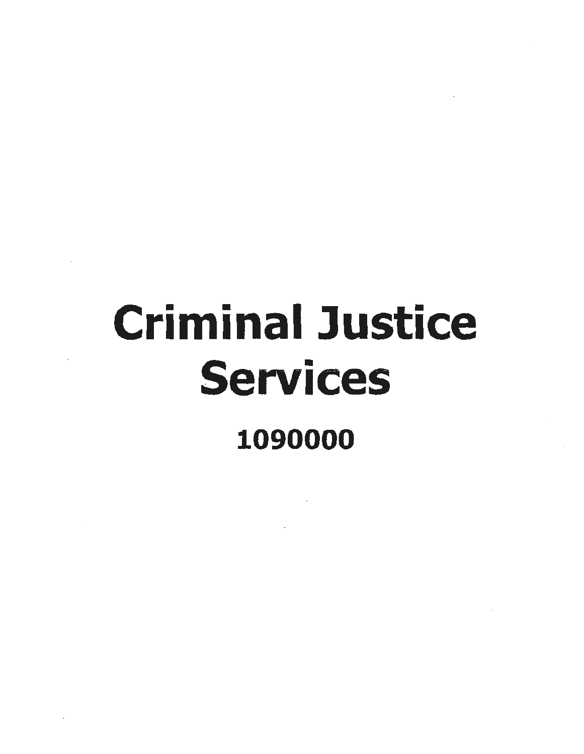# Criminal Justice Services

**1090000**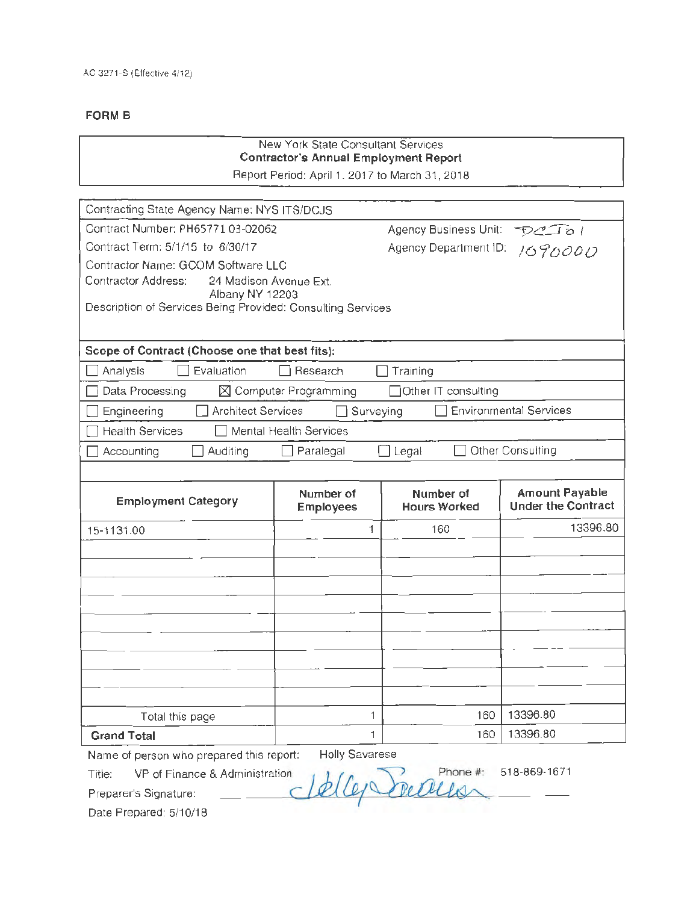AC 3271-S (Effective 4/12)

**FORM B**

New York State Consultant Services
**Contractor's Annual Employment Report**
Report Period: April 1, 2017 to March 31, 2018

Contracting State Agency Name: NYS ITS/DCJS

Contract Number: PH65771 03-02062 Agency Business Unit: DCJ01

Contract Term: 5/1/15 to 6/30/17 Agency Department ID: 1090000

Contractor Name: GCOM Software LLC

Contractor Address: 24 Madison Avenue Ext.
Albany NY 12203

Description of Services Being Provided: Consulting Services

**Scope of Contract (Choose one that best fits):**

☐ Analysis ☐ Evaluation ☐ Research ☐ Training

☐ Data Processing ☒ Computer Programming ☐ Other IT consulting

☐ Engineering ☐ Architect Services ☐ Surveying ☐ Environmental Services

☐ Health Services ☐ Mental Health Services

☐ Accounting ☐ Auditing ☐ Paralegal ☐ Legal ☐ Other Consulting

| Employment Category | Number of Employees | Number of Hours Worked | Amount Payable Under the Contract |
|---|---|---|---|
| 15-1131.00 | 1 | 160 | 13396.80 |
| | | | |
| | | | |
| | | | |
| | | | |
| | | | |
| | | | |
| | | | |
| | | | |
| | | | |
| Total this page | 1 | 160 | 13396.80 |
| **Grand Total** | 1 | 160 | 13396.80 |

Name of person who prepared this report: Holly Savarese

Title: VP of Finance & Administration Phone #: 518-869-1671

Preparer's Signature: Holly Savarese

Date Prepared: 5/10/18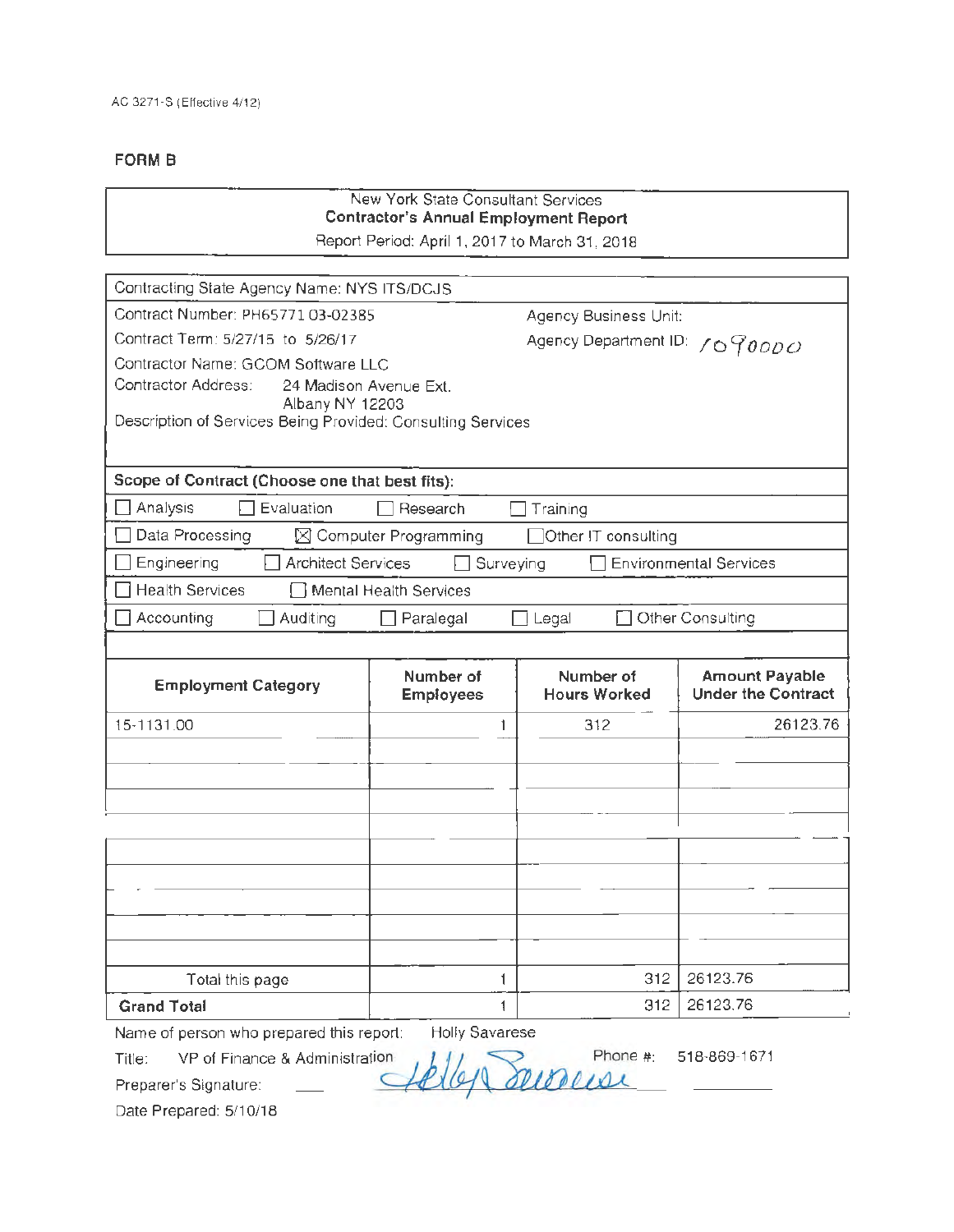AC 3271-S (Effective 4/12)

**FORM B**

New York State Consultant Services
**Contractor's Annual Employment Report**
Report Period: April 1, 2017 to March 31, 2018

Contracting State Agency Name: NYS ITS/DCJS

Contract Number: PH65771 03-02385 — Agency Business Unit:

Contract Term: 5/27/15 to 5/26/17 — Agency Department ID: 1090000

Contractor Name: GCOM Software LLC

Contractor Address: 24 Madison Avenue Ext.
Albany NY 12203

Description of Services Being Provided: Consulting Services

**Scope of Contract (Choose one that best fits):**

- ☐ Analysis ☐ Evaluation ☐ Research ☐ Training
- ☐ Data Processing ☒ Computer Programming ☐ Other IT consulting
- ☐ Engineering ☐ Architect Services ☐ Surveying ☐ Environmental Services
- ☐ Health Services ☐ Mental Health Services
- ☐ Accounting ☐ Auditing ☐ Paralegal ☐ Legal ☐ Other Consulting

| Employment Category | Number of Employees | Number of Hours Worked | Amount Payable Under the Contract |
|---|---|---|---|
| 15-1131.00 | 1 | 312 | 26123.76 |
| | | | |
| | | | |
| | | | |
| | | | |
| | | | |
| | | | |
| | | | |
| | | | |
| | | | |
| Total this page | 1 | 312 | 26123.76 |
| **Grand Total** | 1 | 312 | 26123.76 |

Name of person who prepared this report: Holly Savarese

Title: VP of Finance & Administration — Phone #: 518-869-1671

Preparer's Signature: Holly Savarese

Date Prepared: 5/10/18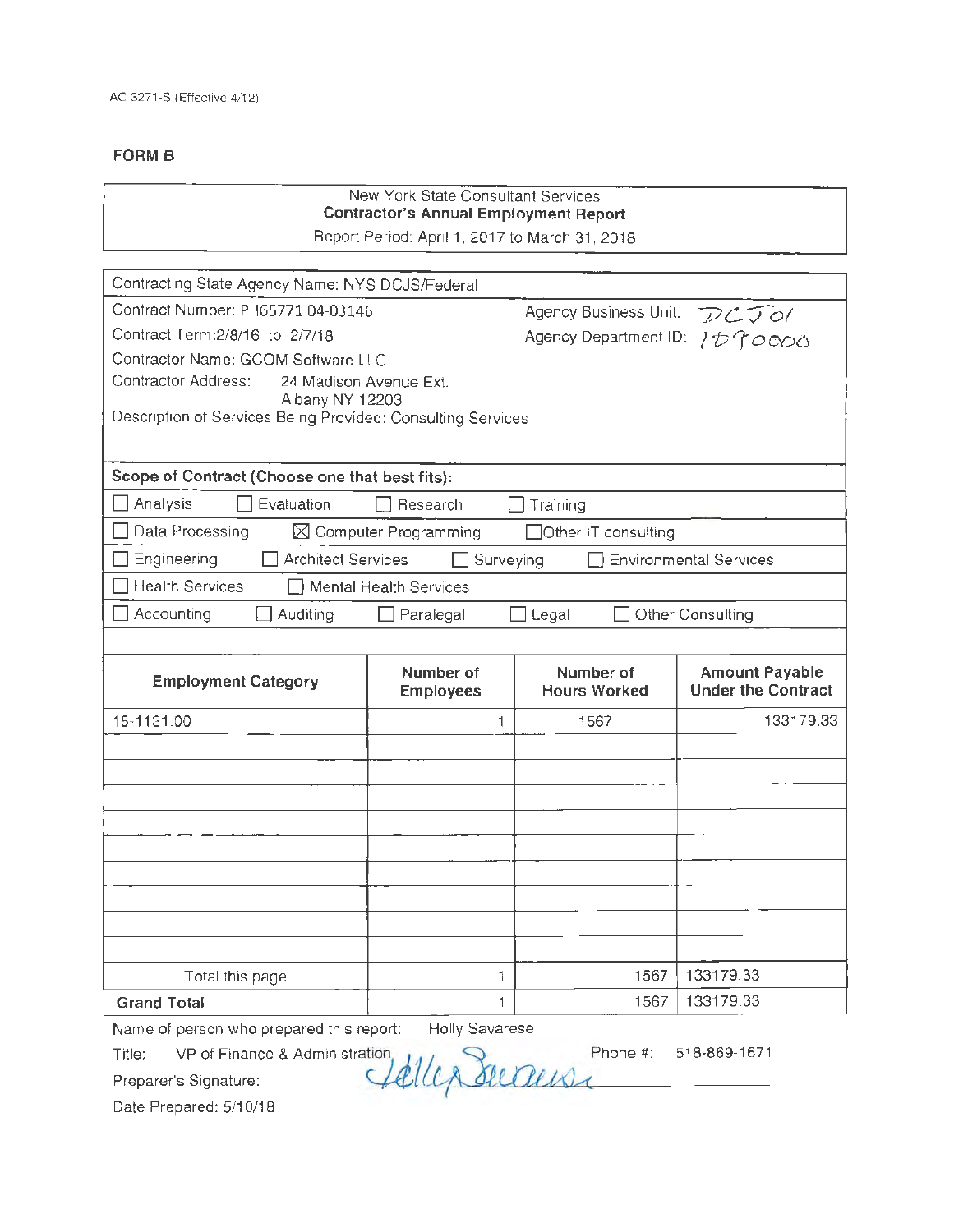AC 3271-S (Effective 4/12)

**FORM B**

New York State Consultant Services
**Contractor's Annual Employment Report**
Report Period: April 1, 2017 to March 31, 2018

Contracting State Agency Name: NYS DCJS/Federal

Contract Number: PH65771 04-03146 — Agency Business Unit: DCJ01

Contract Term: 2/8/16 to 2/7/18 — Agency Department ID: 1190000

Contractor Name: GCOM Software LLC

Contractor Address: 24 Madison Avenue Ext.
Albany NY 12203

Description of Services Being Provided: Consulting Services

**Scope of Contract (Choose one that best fits):**

- ☐ Analysis ☐ Evaluation ☐ Research ☐ Training
- ☐ Data Processing ☒ Computer Programming ☐ Other IT consulting
- ☐ Engineering ☐ Architect Services ☐ Surveying ☐ Environmental Services
- ☐ Health Services ☐ Mental Health Services
- ☐ Accounting ☐ Auditing ☐ Paralegal ☐ Legal ☐ Other Consulting

| Employment Category | Number of Employees | Number of Hours Worked | Amount Payable Under the Contract |
|---|---|---|---|
| 15-1131.00 | 1 | 1567 | 133179.33 |
| | | | |
| | | | |
| | | | |
| | | | |
| | | | |
| | | | |
| | | | |
| | | | |
| | | | |
| Total this page | 1 | 1567 | 133179.33 |
| **Grand Total** | 1 | 1567 | 133179.33 |

Name of person who prepared this report: Holly Savarese

Title: VP of Finance & Administration — Phone #: 518-869-1671

Preparer's Signature: Holly Savarese

Date Prepared: 5/10/18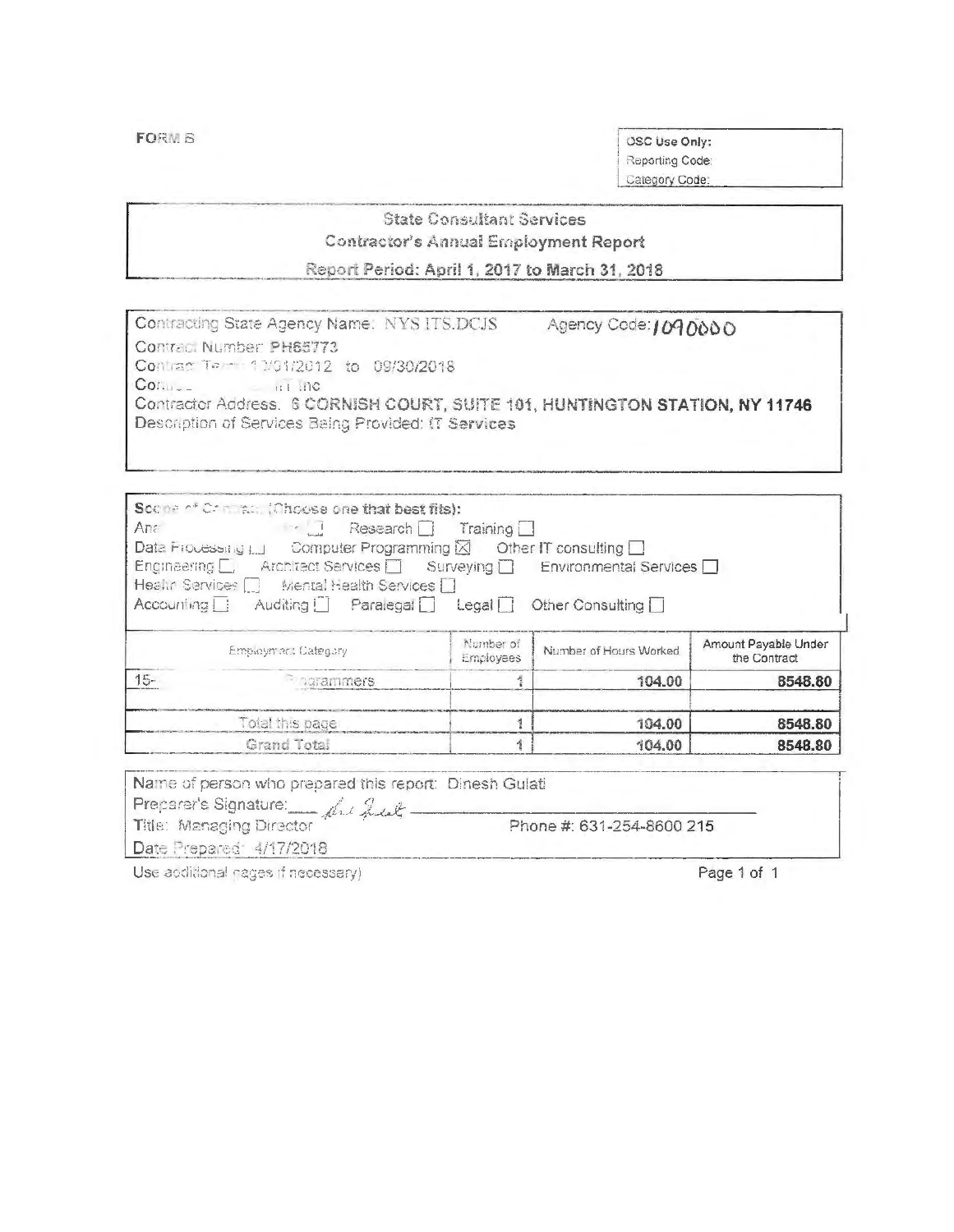FORM B

| OSC Use Only: |
|---|
| Reporting Code: |
| Category Code: |

## State Consultant Services
## Contractor's Annual Employment Report
## Report Period: April 1, 2017 to March 31, 2018

Contracting State Agency Name: NYS ITS.DCJS Agency Code: 1090000

Contract Number: PH65773

Contract Term: 12/01/2012 to 09/30/2018

Contractor: ... Inc

Contractor Address: 6 CORNISH COURT, SUITE 101, HUNTINGTON STATION, NY 11746

Description of Services Being Provided: IT Services

**Scope of Contract (Choose one that best fits):**

Ana... ☐ Research ☐ Training ☐

Data Processing ☐ Computer Programming ☒ Other IT consulting ☐

Engineering ☐ Architect Services ☐ Surveying ☐ Environmental Services ☐

Health Services ☐ Mental Health Services ☐

Accounting ☐ Auditing ☐ Paralegal ☐ Legal ☐ Other Consulting ☐

| Employment Category | Number of Employees | Number of Hours Worked | Amount Payable Under the Contract |
|---|---|---|---|
| 15- ...ogrammers | 1 | 104.00 | 8548.80 |
| | | | |
| Total this page | 1 | 104.00 | 8548.80 |
| **Grand Total** | 1 | 104.00 | 8548.80 |

Name of person who prepared this report: Dinesh Gulati

Preparer's Signature: ___

Title: Managing Director Phone #: 631-254-8600 215

Date Prepared: 4/17/2018

Use additional pages if necessary)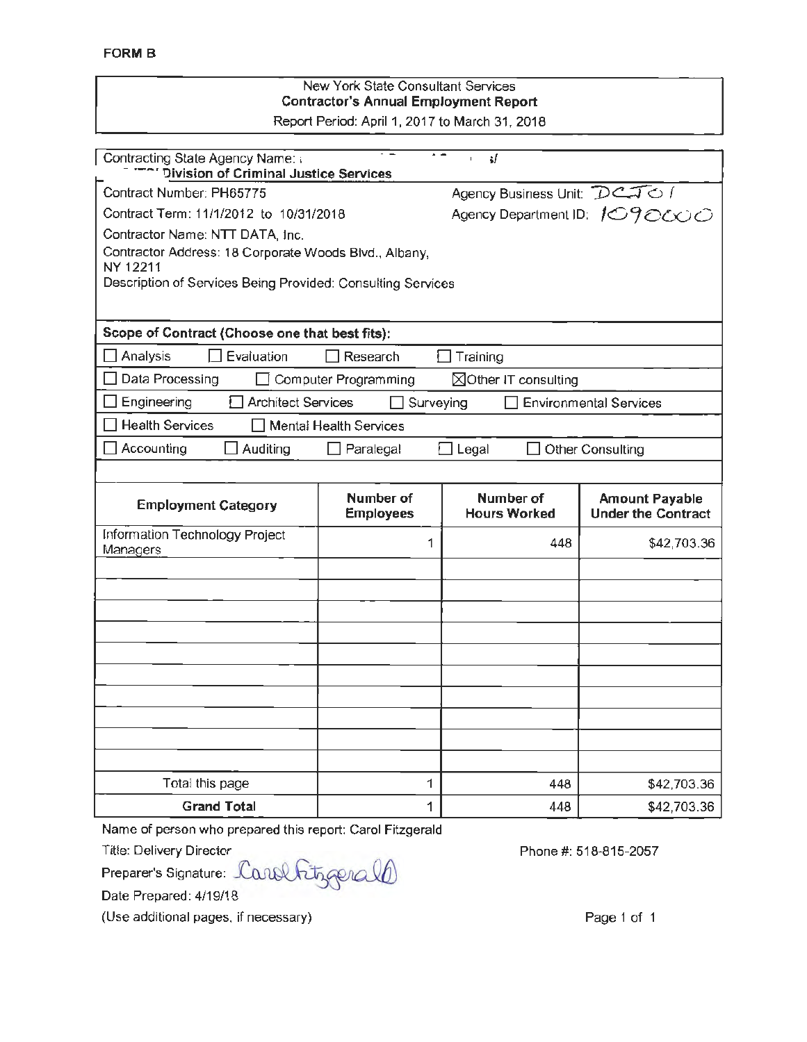**FORM B**

New York State Consultant Services
**Contractor's Annual Employment Report**
Report Period: April 1, 2017 to March 31, 2018

Contracting State Agency Name: Division of Criminal Justice Services

Contract Number: PH65775 — Agency Business Unit: DCJO1

Contract Term: 11/1/2012 to 10/31/2018 — Agency Department ID: 1090000

Contractor Name: NTT DATA, Inc.

Contractor Address: 18 Corporate Woods Blvd., Albany, NY 12211

Description of Services Being Provided: Consulting Services

**Scope of Contract (Choose one that best fits):**

☐ Analysis ☐ Evaluation ☐ Research ☐ Training
☐ Data Processing ☐ Computer Programming ☒ Other IT consulting
☐ Engineering ☐ Architect Services ☐ Surveying ☐ Environmental Services
☐ Health Services ☐ Mental Health Services
☐ Accounting ☐ Auditing ☐ Paralegal ☐ Legal ☐ Other Consulting

| Employment Category | Number of Employees | Number of Hours Worked | Amount Payable Under the Contract |
|---|---|---|---|
| Information Technology Project Managers | 1 | 448 | $42,703.36 |
| | | | |
| | | | |
| | | | |
| | | | |
| | | | |
| | | | |
| | | | |
| | | | |
| | | | |
| | | | |
| Total this page | 1 | 448 | $42,703.36 |
| **Grand Total** | 1 | 448 | $42,703.36 |

Name of person who prepared this report: Carol Fitzgerald

Title: Delivery Director — Phone #: 518-815-2057

Preparer's Signature: Carol Fitzgerald

Date Prepared: 4/19/18

(Use additional pages, if necessary)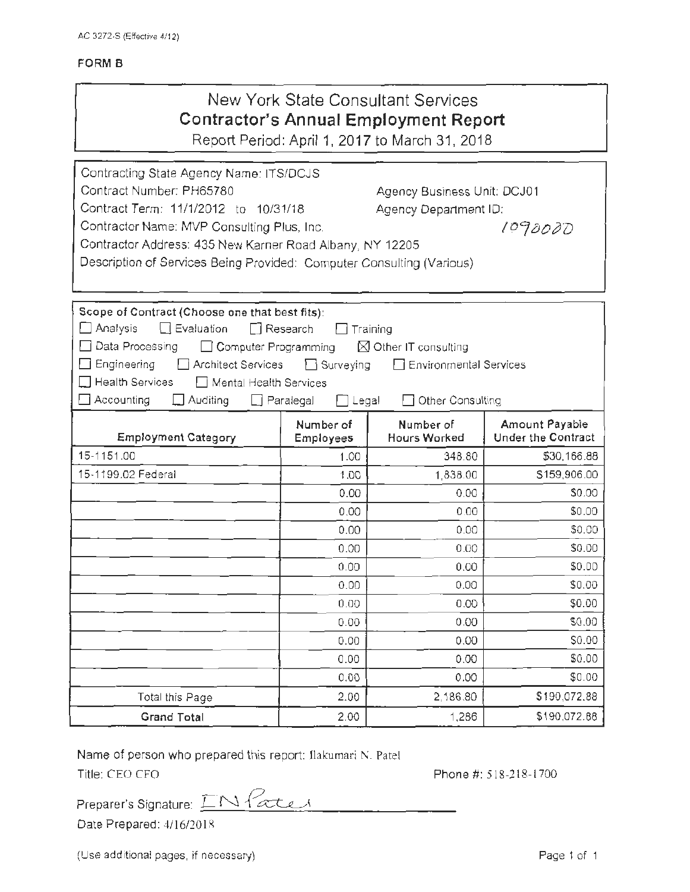AC 3272-S (Effective 4/12)

**FORM B**

# New York State Consultant Services
## Contractor's Annual Employment Report
Report Period: April 1, 2017 to March 31, 2018

Contracting State Agency Name: ITS/DCJS
Contract Number: PH65780 Agency Business Unit: DCJ01
Contract Term: 11/1/2012 to 10/31/18 Agency Department ID: 1090000
Contractor Name: MVP Consulting Plus, Inc.
Contractor Address: 435 New Karner Road Albany, NY 12205
Description of Services Being Provided: Computer Consulting (Various)

**Scope of Contract (Choose one that best fits):**

☐ Analysis ☐ Evaluation ☐ Research ☐ Training
☐ Data Processing ☐ Computer Programming ☒ Other IT consulting
☐ Engineering ☐ Architect Services ☐ Surveying ☐ Environmental Services
☐ Health Services ☐ Mental Health Services
☐ Accounting ☐ Auditing ☐ Paralegal ☐ Legal ☐ Other Consulting

| Employment Category | Number of Employees | Number of Hours Worked | Amount Payable Under the Contract |
|---|---|---|---|
| 15-1151.00 | 1.00 | 348.80 | $30,166.88 |
| 15-1199.02 Federal | 1.00 | 1,838.00 | $159,906.00 |
| | 0.00 | 0.00 | $0.00 |
| | 0.00 | 0.00 | $0.00 |
| | 0.00 | 0.00 | $0.00 |
| | 0.00 | 0.00 | $0.00 |
| | 0.00 | 0.00 | $0.00 |
| | 0.00 | 0.00 | $0.00 |
| | 0.00 | 0.00 | $0.00 |
| | 0.00 | 0.00 | $0.00 |
| | 0.00 | 0.00 | $0.00 |
| | 0.00 | 0.00 | $0.00 |
| | 0.00 | 0.00 | $0.00 |
| Total this Page | 2.00 | 2,186.80 | $190,072.88 |
| **Grand Total** | 2.00 | 1,286 | $190,072.88 |

Name of person who prepared this report: Ilakumari N. Patel
Title: CEO CFO Phone #: 518-218-1700

Preparer's Signature: I N Patel
Date Prepared: 4/16/2018

(Use additional pages, if necessary)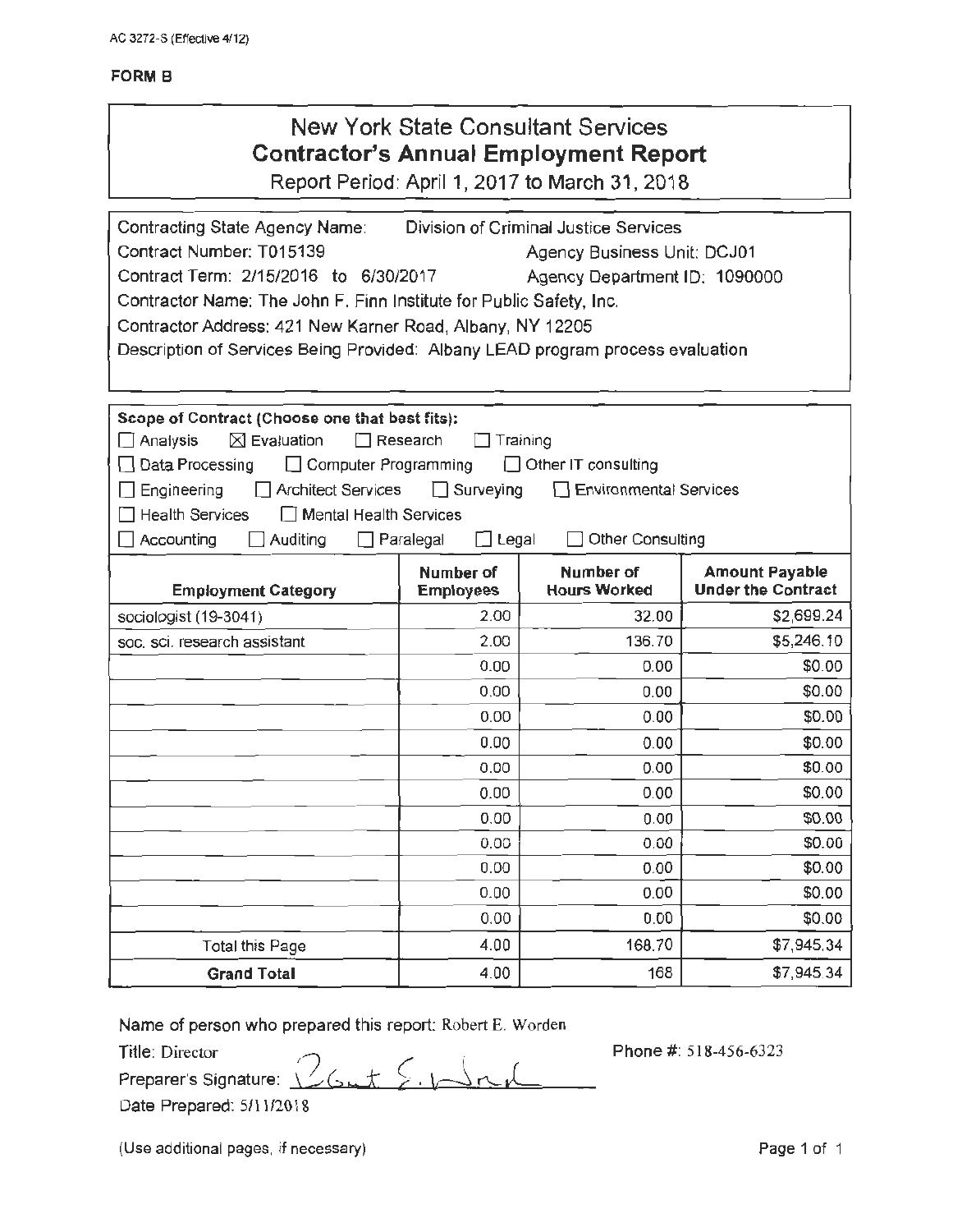AC 3272-S (Effective 4/12)

**FORM B**

# New York State Consultant Services
## Contractor's Annual Employment Report
Report Period: April 1, 2017 to March 31, 2018

Contracting State Agency Name: Division of Criminal Justice Services
Contract Number: T015139 Agency Business Unit: DCJ01
Contract Term: 2/15/2016 to 6/30/2017 Agency Department ID: 1090000
Contractor Name: The John F. Finn Institute for Public Safety, Inc.
Contractor Address: 421 New Karner Road, Albany, NY 12205
Description of Services Being Provided: Albany LEAD program process evaluation

**Scope of Contract (Choose one that best fits):**
☐ Analysis ☒ Evaluation ☐ Research ☐ Training
☐ Data Processing ☐ Computer Programming ☐ Other IT consulting
☐ Engineering ☐ Architect Services ☐ Surveying ☐ Environmental Services
☐ Health Services ☐ Mental Health Services
☐ Accounting ☐ Auditing ☐ Paralegal ☐ Legal ☐ Other Consulting

| Employment Category | Number of Employees | Number of Hours Worked | Amount Payable Under the Contract |
|---|---|---|---|
| sociologist (19-3041) | 2.00 | 32.00 | $2,699.24 |
| soc. sci. research assistant | 2.00 | 136.70 | $5,246.10 |
| | 0.00 | 0.00 | $0.00 |
| | 0.00 | 0.00 | $0.00 |
| | 0.00 | 0.00 | $0.00 |
| | 0.00 | 0.00 | $0.00 |
| | 0.00 | 0.00 | $0.00 |
| | 0.00 | 0.00 | $0.00 |
| | 0.00 | 0.00 | $0.00 |
| | 0.00 | 0.00 | $0.00 |
| | 0.00 | 0.00 | $0.00 |
| | 0.00 | 0.00 | $0.00 |
| | 0.00 | 0.00 | $0.00 |
| Total this Page | 4.00 | 168.70 | $7,945.34 |
| **Grand Total** | 4.00 | 168 | $7,945.34 |

Name of person who prepared this report: Robert E. Worden
Title: Director Phone #: 518-456-6323
Preparer's Signature: Robert E. Worden
Date Prepared: 5/11/2018

(Use additional pages, if necessary)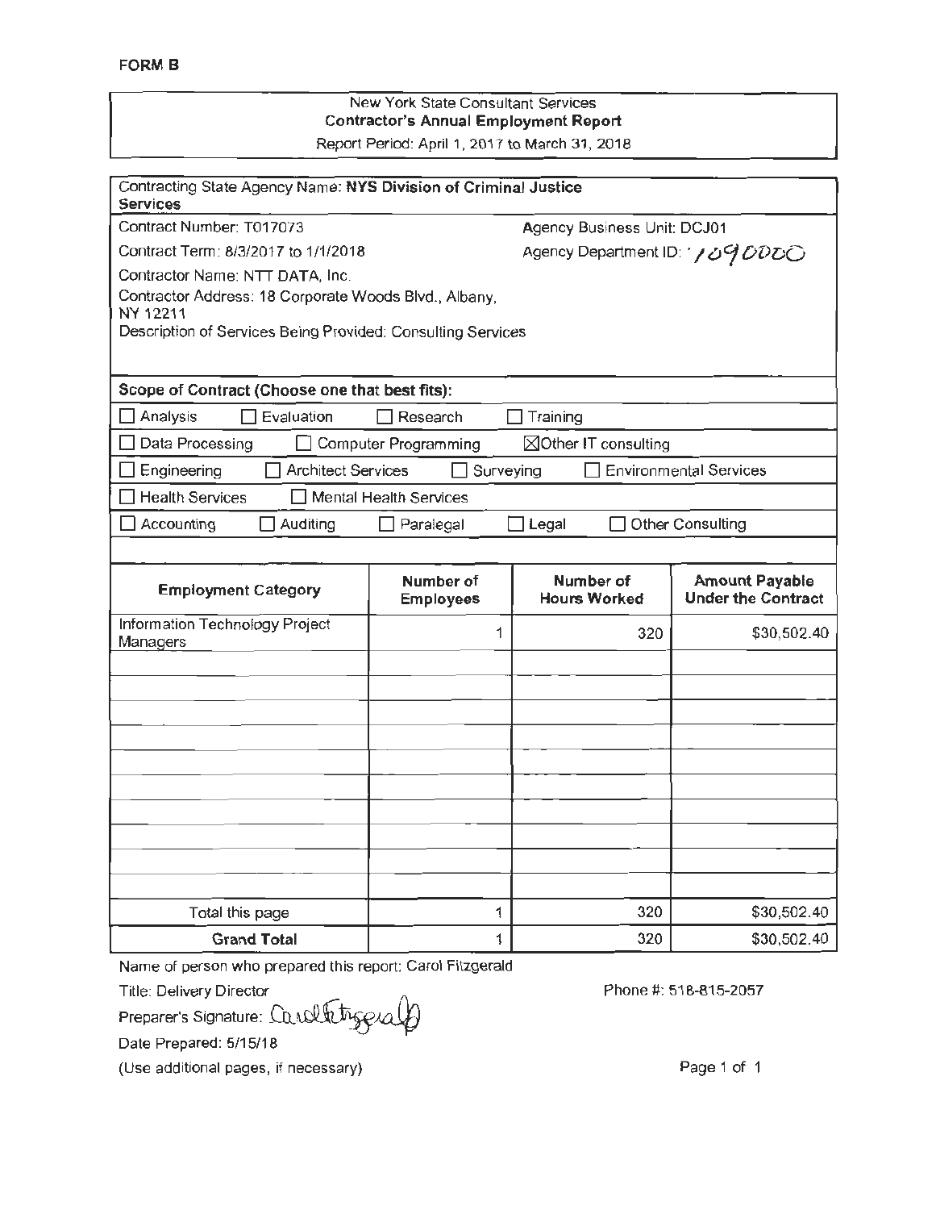**FORM B**

New York State Consultant Services
**Contractor's Annual Employment Report**
Report Period: April 1, 2017 to March 31, 2018

Contracting State Agency Name: **NYS Division of Criminal Justice Services**

Contract Number: T017073 | Agency Business Unit: DCJ01

Contract Term: 8/3/2017 to 1/1/2018 | Agency Department ID: 1090000

Contractor Name: NTT DATA, Inc.

Contractor Address: 18 Corporate Woods Blvd., Albany, NY 12211

Description of Services Being Provided: Consulting Services

**Scope of Contract (Choose one that best fits):**

☐ Analysis ☐ Evaluation ☐ Research ☐ Training

☐ Data Processing ☐ Computer Programming ☒ Other IT consulting

☐ Engineering ☐ Architect Services ☐ Surveying ☐ Environmental Services

☐ Health Services ☐ Mental Health Services

☐ Accounting ☐ Auditing ☐ Paralegal ☐ Legal ☐ Other Consulting

| Employment Category | Number of Employees | Number of Hours Worked | Amount Payable Under the Contract |
|---|---|---|---|
| Information Technology Project Managers | 1 | 320 | $30,502.40 |
| | | | |
| | | | |
| | | | |
| | | | |
| | | | |
| | | | |
| | | | |
| | | | |
| | | | |
| | | | |
| Total this page | 1 | 320 | $30,502.40 |
| **Grand Total** | 1 | 320 | $30,502.40 |

Name of person who prepared this report: Carol Fitzgerald

Title: Delivery Director

Phone #: 518-815-2057

Preparer's Signature: Carol Fitzgerald

Date Prepared: 5/15/18

(Use additional pages, if necessary)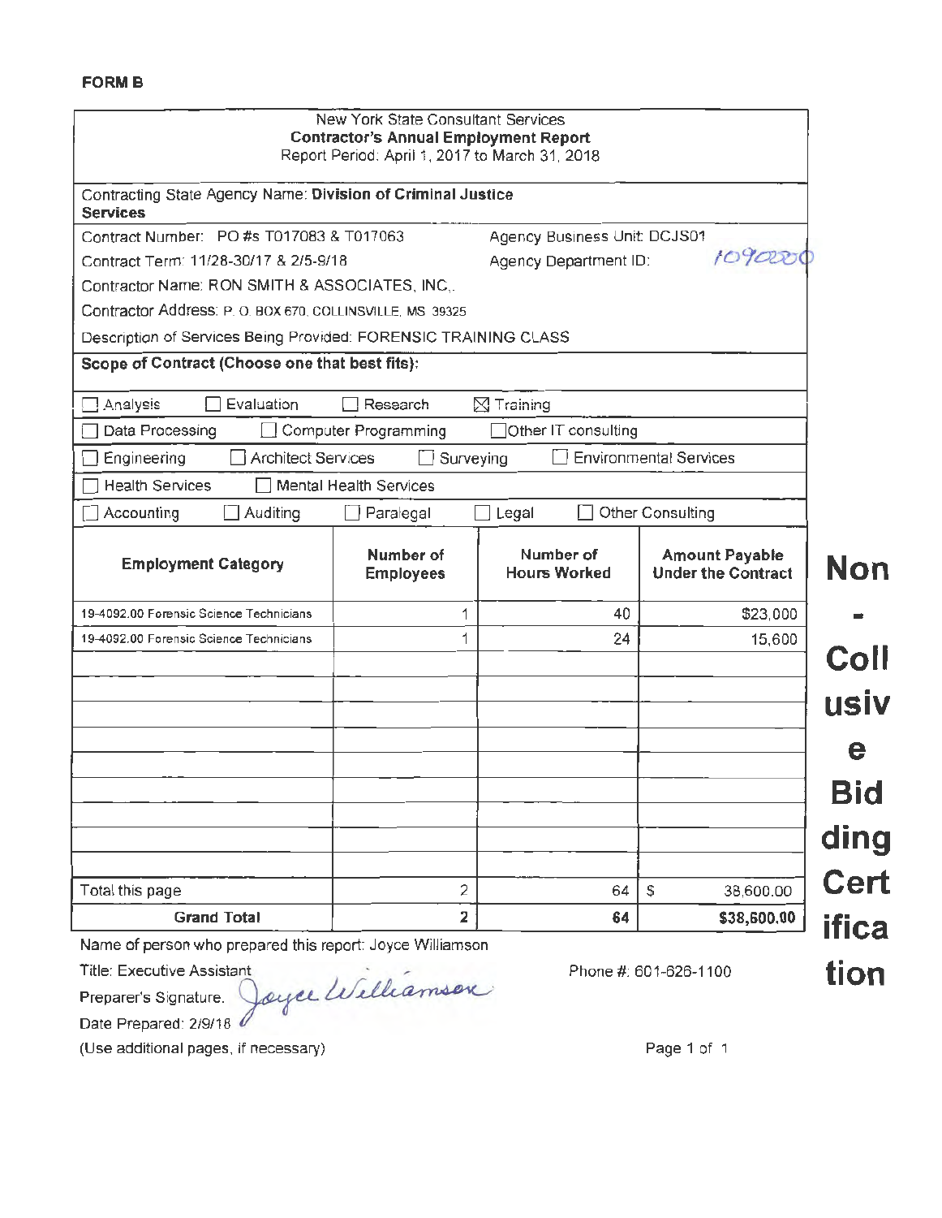**FORM B**

New York State Consultant Services
**Contractor's Annual Employment Report**
Report Period: April 1, 2017 to March 31, 2018

Contracting State Agency Name: **Division of Criminal Justice Services**

Contract Number: PO #s T017083 & T017063 | Agency Business Unit: DCJS01

Contract Term: 11/28-30/17 & 2/5-9/18 | Agency Department ID: 1090000

Contractor Name: RON SMITH & ASSOCIATES, INC,.

Contractor Address: P. O. BOX 670, COLLINSVILLE, MS 39325

Description of Services Being Provided: FORENSIC TRAINING CLASS

**Scope of Contract (Choose one that best fits):**

☐ Analysis ☐ Evaluation ☐ Research ☒ Training
☐ Data Processing ☐ Computer Programming ☐ Other IT consulting
☐ Engineering ☐ Architect Services ☐ Surveying ☐ Environmental Services
☐ Health Services ☐ Mental Health Services
☐ Accounting ☐ Auditing ☐ Paralegal ☐ Legal ☐ Other Consulting

| Employment Category | Number of Employees | Number of Hours Worked | Amount Payable Under the Contract |
|---|---|---|---|
| 19-4092.00 Forensic Science Technicians | 1 | 40 | $23,000 |
| 19-4092.00 Forensic Science Technicians | 1 | 24 | 15,600 |
| | | | |
| | | | |
| | | | |
| | | | |
| | | | |
| | | | |
| | | | |
| | | | |
| | | | |
| Total this page | 2 | 64 | $ 38,600.00 |
| **Grand Total** | **2** | **64** | **$38,600.00** |

Name of person who prepared this report: Joyce Williamson

Title: Executive Assistant

Preparer's Signature: *Joyce Williamson*

Phone #: 601-626-1100

Date Prepared: 2/9/18

(Use additional pages, if necessary)

**Non-Collusive Bidding Certification**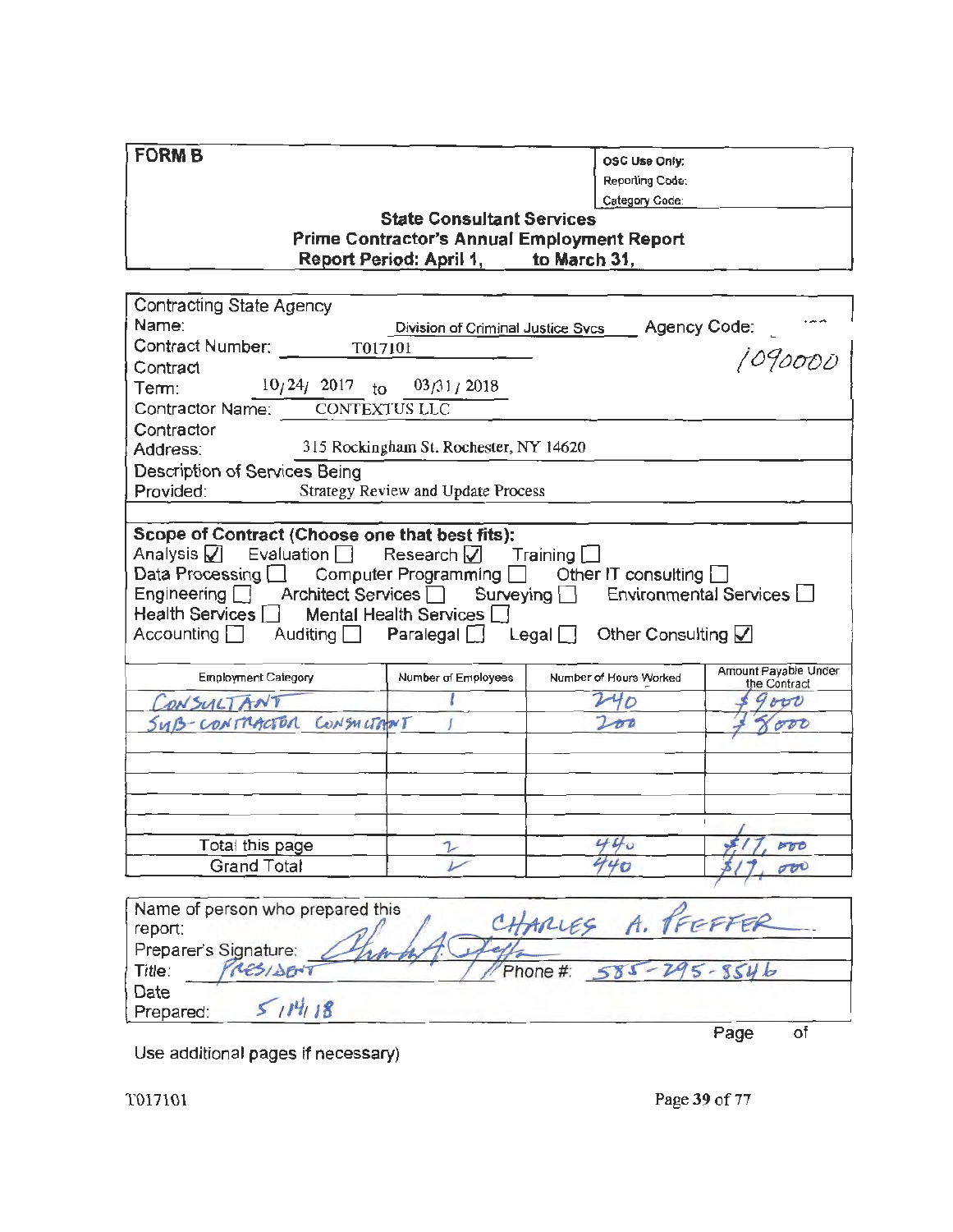**FORM B**

OSC Use Only:
Reporting Code:
Category Code:

**State Consultant Services**
**Prime Contractor's Annual Employment Report**
**Report Period: April 1, to March 31,**

Contracting State Agency Name: Division of Criminal Justice Svcs Agency Code: 1090000

Contract Number: T017101

Contract Term: 10/24/ 2017 to 03/31/ 2018

Contractor Name: CONTEXTUS LLC

Contractor Address: 315 Rockingham St. Rochester, NY 14620

Description of Services Being Provided: Strategy Review and Update Process

**Scope of Contract (Choose one that best fits):**

Analysis ☑ Evaluation ☐ Research ☑ Training ☐
Data Processing ☐ Computer Programming ☐ Other IT consulting ☐
Engineering ☐ Architect Services ☐ Surveying ☐ Environmental Services ☐
Health Services ☐ Mental Health Services ☐
Accounting ☐ Auditing ☐ Paralegal ☐ Legal ☐ Other Consulting ☑

| Employment Category | Number of Employees | Number of Hours Worked | Amount Payable Under the Contract |
|---|---|---|---|
| CONSULTANT | 1 | 240 | $9000 |
| SUB-CONTRACTOR CONSULTANT | 1 | 200 | $8000 |
| | | | |
| | | | |
| | | | |
| | | | |
| Total this page | 2 | 440 | $17,000 |
| Grand Total | 2 | 440 | $17,000 |

Name of person who prepared this report: CHARLES A. PFEFFER

Preparer's Signature: [signature]

Title: PRESIDENT Phone #: 585-295-8546

Date Prepared: 5/14/18

Page of

Use additional pages if necessary)

T017101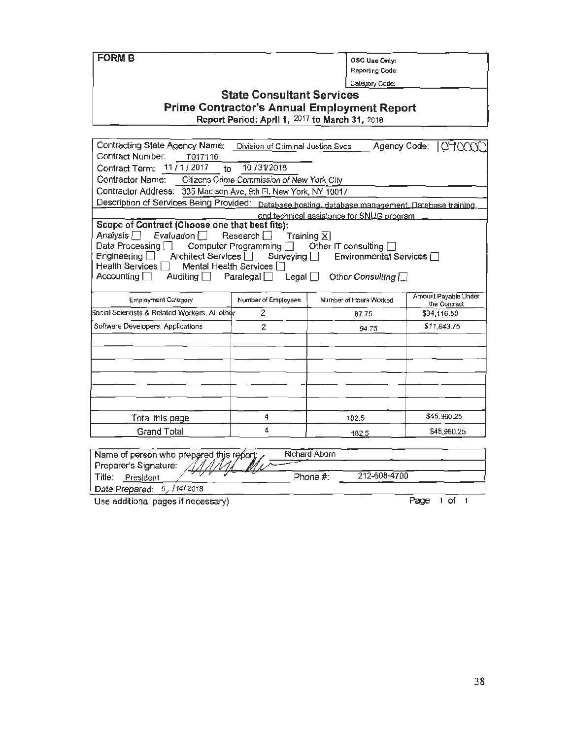**FORM B**

| OSC Use Only: |
|---|
| Reporting Code: |
| Category Code: |

## State Consultant Services
## Prime Contractor's Annual Employment Report
**Report Period: April 1, 2017 to March 31, 2018**

Contracting State Agency Name: Division of Criminal Justice Svcs  Agency Code: 1090000

Contract Number: T017116

Contract Term: 11 / 1 / 2017 to 10 /31/2018

Contractor Name: Citizens Crime Commission of New York City

Contractor Address: 335 Madison Ave, 9th Fl, New York, NY 10017

Description of Services Being Provided: Database hosting, database management, Database training and technical assistance for SNUG program

**Scope of Contract (Choose one that best fits):**

*Analysis* ☐ *Evaluation* ☐ Research ☐ Training ☒

Data Processing ☐ Computer Programming ☐ Other IT consulting ☐

Engineering ☐ Architect Services ☐ Surveying ☐ Environmental Services ☐

Health Services ☐ Mental Health Services ☐

Accounting ☐ Auditing ☐ Paralegal ☐ Legal ☐ *Other Consulting* ☐

| Employment Category | Number of Employees | Number of Hours Worked | Amount Payable Under the Contract |
|---|---|---|---|
| Social Scientists & Related Workers, All other | 2 | 87.75 | $34,116.50 |
| Software Developers, Applications | 2 | 94.75 | $11,843.75 |
| | | | |
| | | | |
| | | | |
| | | | |
| | | | |
| | | | |
| Total this page | 4 | 182.5 | $45,960.25 |
| Grand Total | 4 | 182.5 | $45,960.25 |

| | |
|---|---|
| Name of person who prepared this report: | Richard Aborn |
| Preparer's Signature: | |
| Title: President | Phone #: 212-608-4700 |
| *Date Prepared:* 5 /14/2018 | |

Use additional pages if necessary)

Page 1 of 1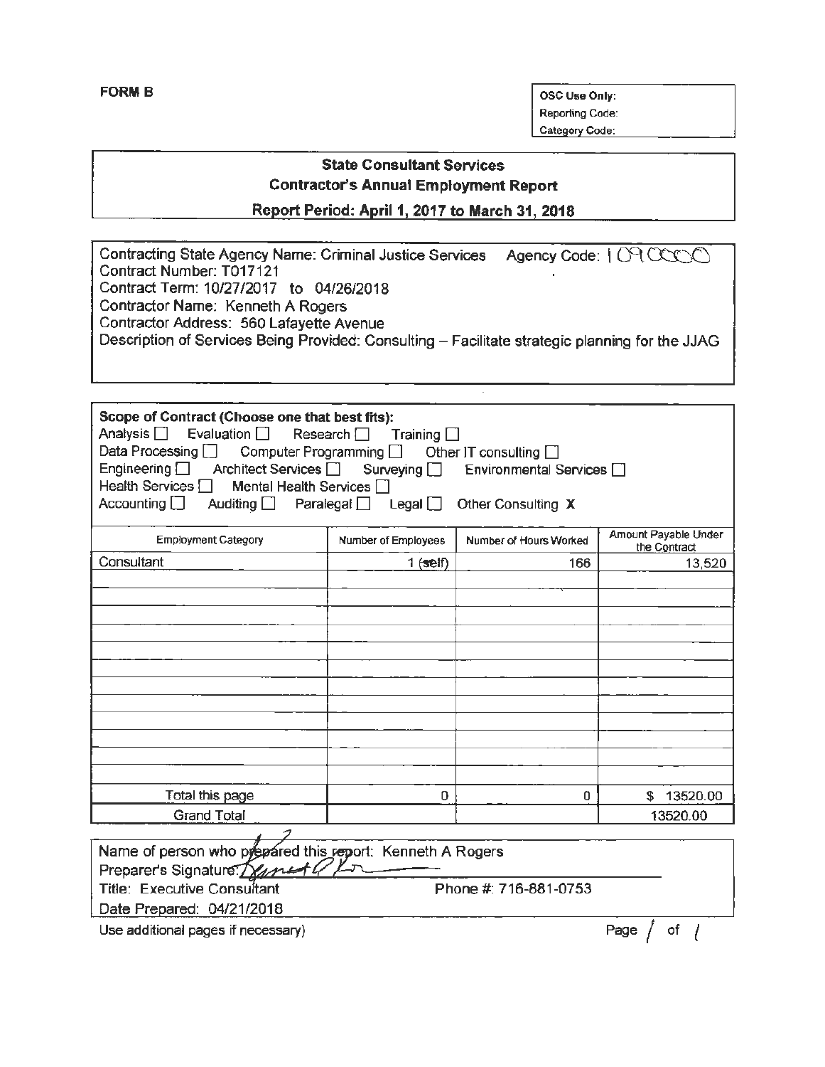**FORM B**

| |
|---|
| OSC Use Only: |
| Reporting Code: |
| Category Code: |

## State Consultant Services
## Contractor's Annual Employment Report
### Report Period: April 1, 2017 to March 31, 2018

Contracting State Agency Name: Criminal Justice Services    Agency Code: 1090000
Contract Number: T017121
Contract Term: 10/27/2017 to 04/26/2018
Contractor Name: Kenneth A Rogers
Contractor Address: 560 Lafayette Avenue
Description of Services Being Provided: Consulting – Facilitate strategic planning for the JJAG

**Scope of Contract (Choose one that best fits):**
Analysis ☐ Evaluation ☐ Research ☐ Training ☐
Data Processing ☐ Computer Programming ☐ Other IT consulting ☐
Engineering ☐ Architect Services ☐ Surveying ☐ Environmental Services ☐
Health Services ☐ Mental Health Services ☐
Accounting ☐ Auditing ☐ Paralegal ☐ Legal ☐ Other Consulting **X**

| Employment Category | Number of Employees | Number of Hours Worked | Amount Payable Under the Contract |
|---|---|---|---|
| Consultant | 1 (self) | 166 | 13,520 |
| | | | |
| | | | |
| | | | |
| | | | |
| | | | |
| | | | |
| | | | |
| | | | |
| | | | |
| | | | |
| | | | |
| Total this page | 0 | 0 | $ 13520.00 |
| Grand Total | | | 13520.00 |

Name of person who prepared this report: Kenneth A Rogers
Preparer's Signature: [signature]
Title: Executive Consultant    Phone #: 716-881-0753
Date Prepared: 04/21/2018

Use additional pages if necessary)    Page 1 of 1